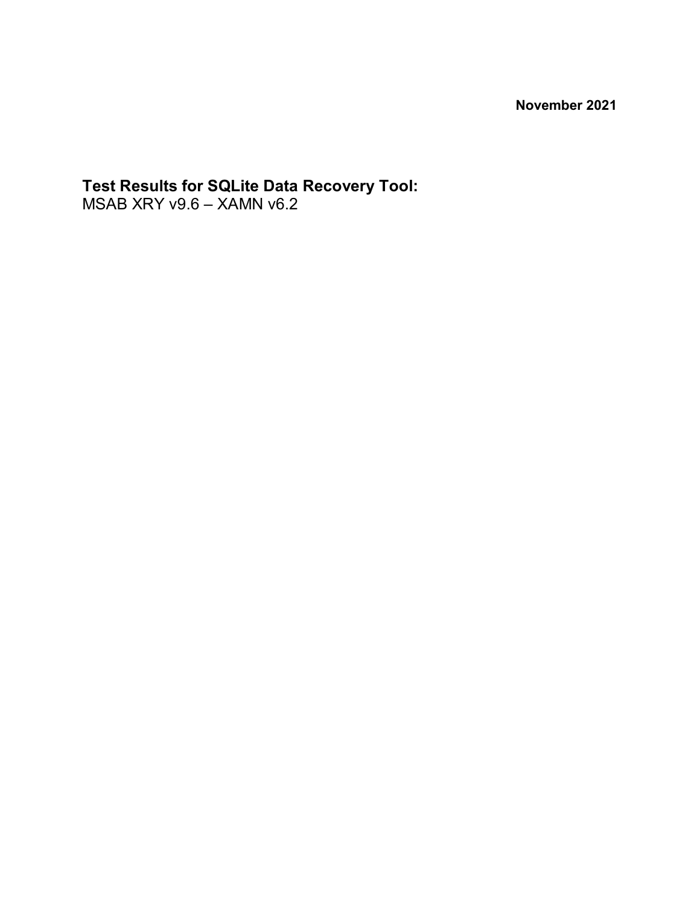**November 2021**

# Test Results for SQLite Data Recovery Tool:

MSAB XRY v9.6 – XAMN v6.2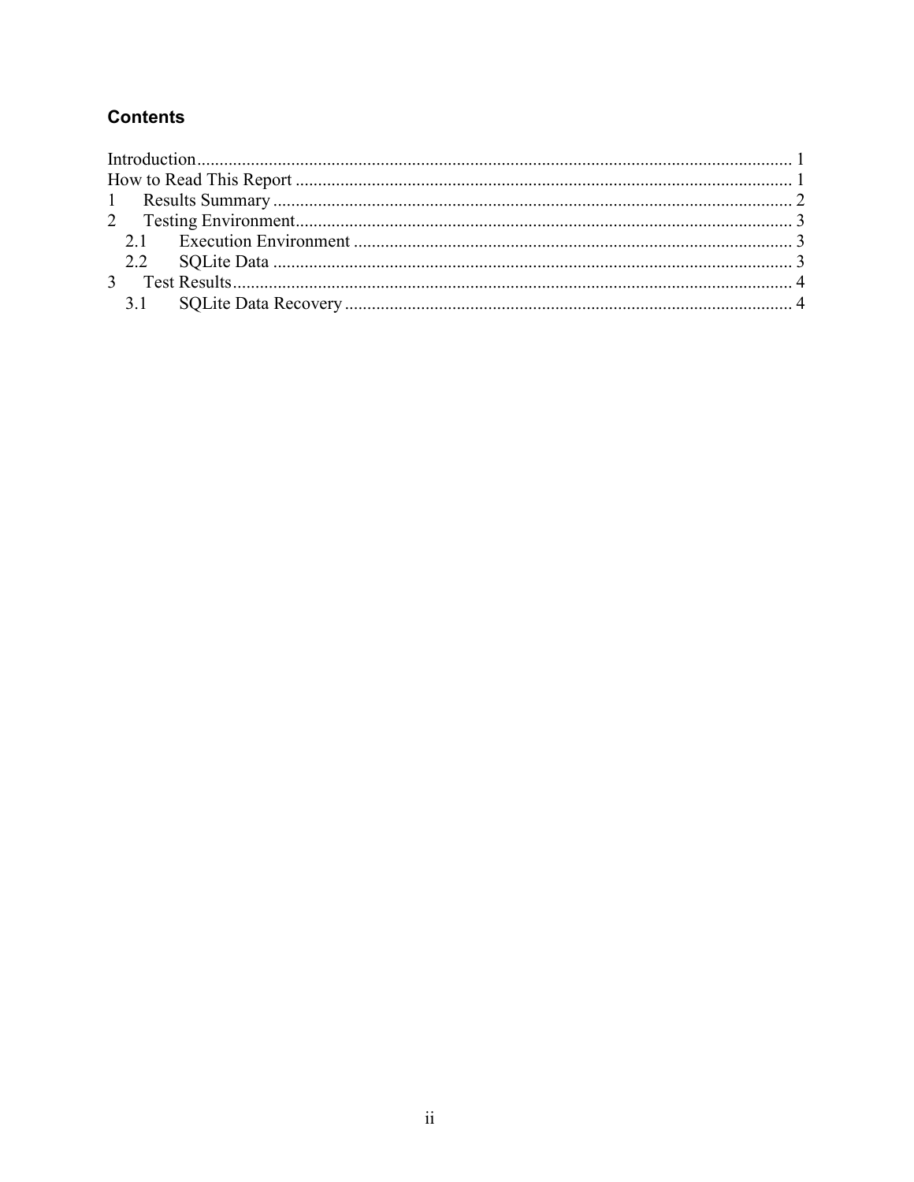## Contents

Introduction .................................................................................................................... 1
How to Read This Report ............................................................................................... 1
1 Results Summary .................................................................................................... 2
2 Testing Environment ............................................................................................... 3
  2.1 Execution Environment .................................................................................. 3
  2.2 SQLite Data .................................................................................................... 3
3 Test Results ............................................................................................................. 4
  3.1 SQLite Data Recovery .................................................................................... 4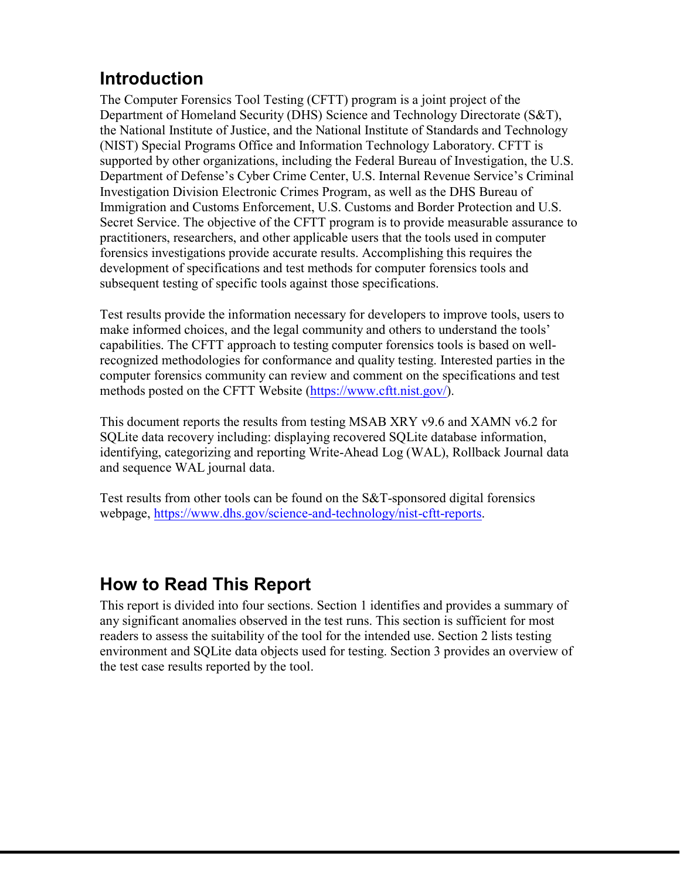## Introduction

The Computer Forensics Tool Testing (CFTT) program is a joint project of the Department of Homeland Security (DHS) Science and Technology Directorate (S&T), the National Institute of Justice, and the National Institute of Standards and Technology (NIST) Special Programs Office and Information Technology Laboratory. CFTT is supported by other organizations, including the Federal Bureau of Investigation, the U.S. Department of Defense's Cyber Crime Center, U.S. Internal Revenue Service's Criminal Investigation Division Electronic Crimes Program, as well as the DHS Bureau of Immigration and Customs Enforcement, U.S. Customs and Border Protection and U.S. Secret Service. The objective of the CFTT program is to provide measurable assurance to practitioners, researchers, and other applicable users that the tools used in computer forensics investigations provide accurate results. Accomplishing this requires the development of specifications and test methods for computer forensics tools and subsequent testing of specific tools against those specifications.

Test results provide the information necessary for developers to improve tools, users to make informed choices, and the legal community and others to understand the tools' capabilities. The CFTT approach to testing computer forensics tools is based on well-recognized methodologies for conformance and quality testing. Interested parties in the computer forensics community can review and comment on the specifications and test methods posted on the CFTT Website (https://www.cftt.nist.gov/).

This document reports the results from testing MSAB XRY v9.6 and XAMN v6.2 for SQLite data recovery including: displaying recovered SQLite database information, identifying, categorizing and reporting Write-Ahead Log (WAL), Rollback Journal data and sequence WAL journal data.

Test results from other tools can be found on the S&T-sponsored digital forensics webpage, https://www.dhs.gov/science-and-technology/nist-cftt-reports.

## How to Read This Report

This report is divided into four sections. Section 1 identifies and provides a summary of any significant anomalies observed in the test runs. This section is sufficient for most readers to assess the suitability of the tool for the intended use. Section 2 lists testing environment and SQLite data objects used for testing. Section 3 provides an overview of the test case results reported by the tool.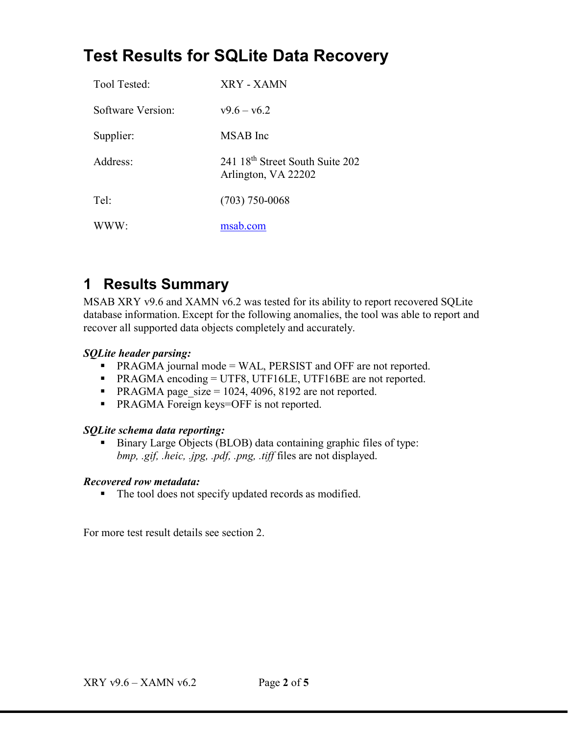# Test Results for SQLite Data Recovery

| | |
|---|---|
| Tool Tested: | XRY - XAMN |
| Software Version: | v9.6 – v6.2 |
| Supplier: | MSAB Inc |
| Address: | 241 18th Street South Suite 202<br>Arlington, VA 22202 |
| Tel: | (703) 750-0068 |
| WWW: | [msab.com](msab.com) |

## 1 Results Summary

MSAB XRY v9.6 and XAMN v6.2 was tested for its ability to report recovered SQLite database information. Except for the following anomalies, the tool was able to report and recover all supported data objects completely and accurately.

***SQLite header parsing:***

- PRAGMA journal mode = WAL, PERSIST and OFF are not reported.
- PRAGMA encoding = UTF8, UTF16LE, UTF16BE are not reported.
- PRAGMA page_size = 1024, 4096, 8192 are not reported.
- PRAGMA Foreign keys=OFF is not reported.

***SQLite schema data reporting:***

- Binary Large Objects (BLOB) data containing graphic files of type: *bmp, .gif, .heic, .jpg, .pdf, .png, .tiff* files are not displayed.

***Recovered row metadata:***

- The tool does not specify updated records as modified.

For more test result details see section 2.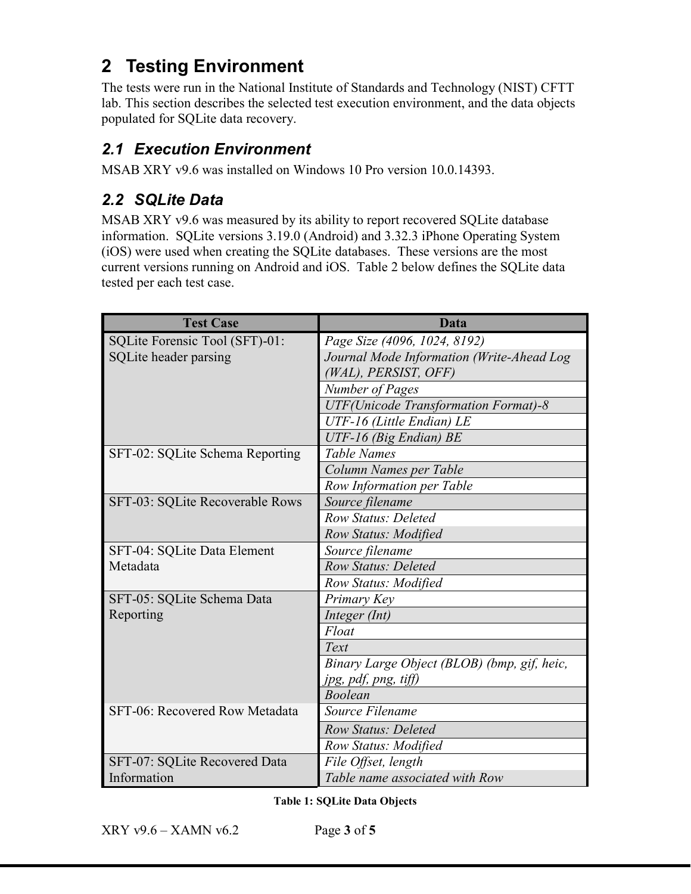# 2 Testing Environment

The tests were run in the National Institute of Standards and Technology (NIST) CFTT lab. This section describes the selected test execution environment, and the data objects populated for SQLite data recovery.

## 2.1 Execution Environment

MSAB XRY v9.6 was installed on Windows 10 Pro version 10.0.14393.

## 2.2 SQLite Data

MSAB XRY v9.6 was measured by its ability to report recovered SQLite database information. SQLite versions 3.19.0 (Android) and 3.32.3 iPhone Operating System (iOS) were used when creating the SQLite databases. These versions are the most current versions running on Android and iOS. Table 2 below defines the SQLite data tested per each test case.

| Test Case | Data |
|---|---|
| SQLite Forensic Tool (SFT)-01: SQLite header parsing | *Page Size (4096, 1024, 8192)* |
| | *Journal Mode Information (Write-Ahead Log (WAL), PERSIST, OFF)* |
| | *Number of Pages* |
| | *UTF(Unicode Transformation Format)-8* |
| | *UTF-16 (Little Endian) LE* |
| | *UTF-16 (Big Endian) BE* |
| SFT-02: SQLite Schema Reporting | *Table Names* |
| | *Column Names per Table* |
| | *Row Information per Table* |
| SFT-03: SQLite Recoverable Rows | *Source filename* |
| | *Row Status: Deleted* |
| | *Row Status: Modified* |
| SFT-04: SQLite Data Element Metadata | *Source filename* |
| | *Row Status: Deleted* |
| | *Row Status: Modified* |
| SFT-05: SQLite Schema Data Reporting | *Primary Key* |
| | *Integer (Int)* |
| | *Float* |
| | *Text* |
| | *Binary Large Object (BLOB) (bmp, gif, heic, jpg, pdf, png, tiff)* |
| | *Boolean* |
| SFT-06: Recovered Row Metadata | *Source Filename* |
| | *Row Status: Deleted* |
| | *Row Status: Modified* |
| SFT-07: SQLite Recovered Data Information | *File Offset, length* |
| | *Table name associated with Row* |

**Table 1: SQLite Data Objects**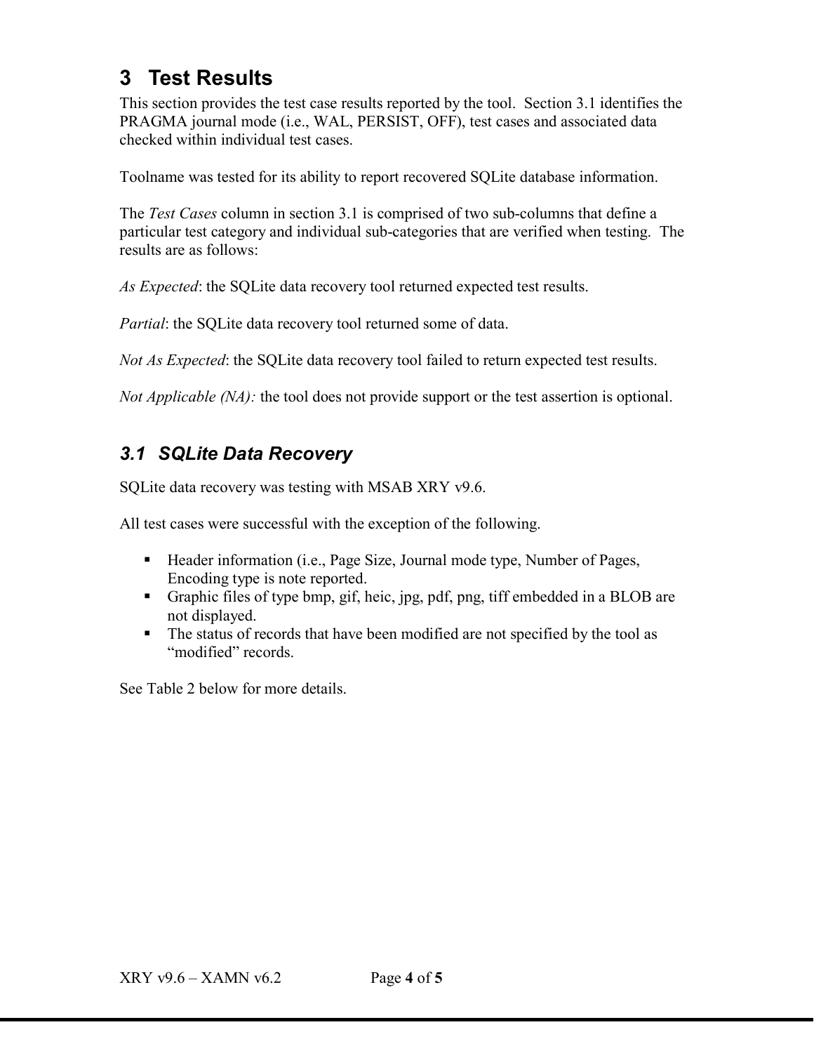# 3 Test Results

This section provides the test case results reported by the tool. Section 3.1 identifies the PRAGMA journal mode (i.e., WAL, PERSIST, OFF), test cases and associated data checked within individual test cases.

Toolname was tested for its ability to report recovered SQLite database information.

The *Test Cases* column in section 3.1 is comprised of two sub-columns that define a particular test category and individual sub-categories that are verified when testing. The results are as follows:

*As Expected*: the SQLite data recovery tool returned expected test results.

*Partial*: the SQLite data recovery tool returned some of data.

*Not As Expected*: the SQLite data recovery tool failed to return expected test results.

*Not Applicable (NA):* the tool does not provide support or the test assertion is optional.

## *3.1 SQLite Data Recovery*

SQLite data recovery was testing with MSAB XRY v9.6.

All test cases were successful with the exception of the following.

- Header information (i.e., Page Size, Journal mode type, Number of Pages, Encoding type is note reported.
- Graphic files of type bmp, gif, heic, jpg, pdf, png, tiff embedded in a BLOB are not displayed.
- The status of records that have been modified are not specified by the tool as "modified" records.

See Table 2 below for more details.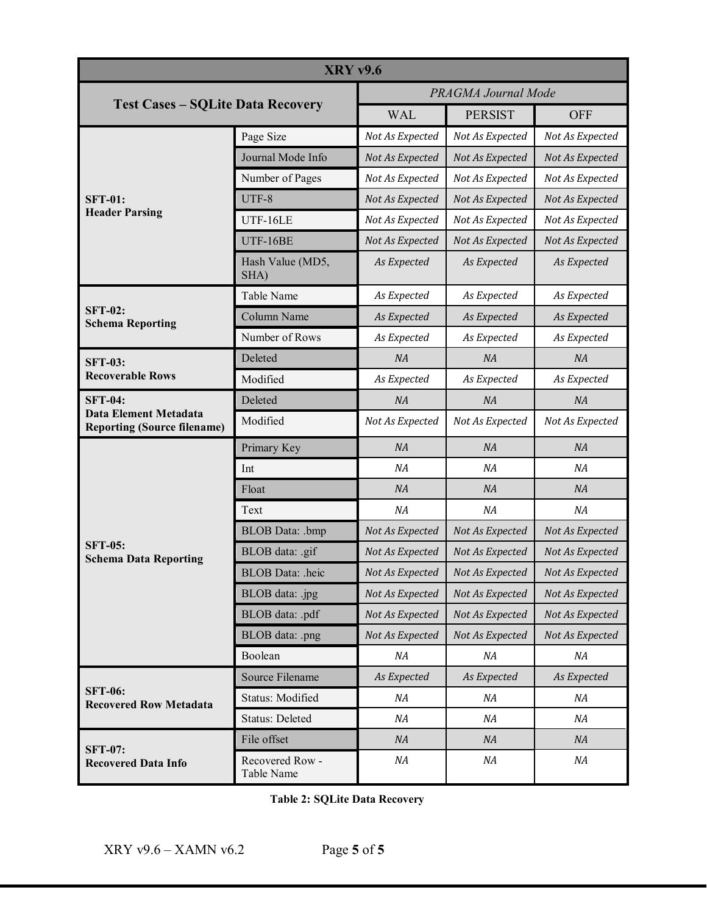| XRY v9.6 | | | | |
|---|---|---|---|---|
| **Test Cases – SQLite Data Recovery** | | *PRAGMA Journal Mode* | | |
| | | WAL | PERSIST | OFF |
| **SFT-01: Header Parsing** | Page Size | *Not As Expected* | *Not As Expected* | *Not As Expected* |
| | Journal Mode Info | *Not As Expected* | *Not As Expected* | *Not As Expected* |
| | Number of Pages | *Not As Expected* | *Not As Expected* | *Not As Expected* |
| | UTF-8 | *Not As Expected* | *Not As Expected* | *Not As Expected* |
| | UTF-16LE | *Not As Expected* | *Not As Expected* | *Not As Expected* |
| | UTF-16BE | *Not As Expected* | *Not As Expected* | *Not As Expected* |
| | Hash Value (MD5, SHA) | *As Expected* | *As Expected* | *As Expected* |
| **SFT-02: Schema Reporting** | Table Name | *As Expected* | *As Expected* | *As Expected* |
| | Column Name | *As Expected* | *As Expected* | *As Expected* |
| | Number of Rows | *As Expected* | *As Expected* | *As Expected* |
| **SFT-03: Recoverable Rows** | Deleted | *NA* | *NA* | *NA* |
| | Modified | *As Expected* | *As Expected* | *As Expected* |
| **SFT-04: Data Element Metadata Reporting (Source filename)** | Deleted | *NA* | *NA* | *NA* |
| | Modified | *Not As Expected* | *Not As Expected* | *Not As Expected* |
| **SFT-05: Schema Data Reporting** | Primary Key | *NA* | *NA* | *NA* |
| | Int | *NA* | *NA* | *NA* |
| | Float | *NA* | *NA* | *NA* |
| | Text | *NA* | *NA* | *NA* |
| | BLOB Data: .bmp | *Not As Expected* | *Not As Expected* | *Not As Expected* |
| | BLOB data: .gif | *Not As Expected* | *Not As Expected* | *Not As Expected* |
| | BLOB Data: .heic | *Not As Expected* | *Not As Expected* | *Not As Expected* |
| | BLOB data: .jpg | *Not As Expected* | *Not As Expected* | *Not As Expected* |
| | BLOB data: .pdf | *Not As Expected* | *Not As Expected* | *Not As Expected* |
| | BLOB data: .png | *Not As Expected* | *Not As Expected* | *Not As Expected* |
| | Boolean | *NA* | *NA* | *NA* |
| **SFT-06: Recovered Row Metadata** | Source Filename | *As Expected* | *As Expected* | *As Expected* |
| | Status: Modified | *NA* | *NA* | *NA* |
| | Status: Deleted | *NA* | *NA* | *NA* |
| **SFT-07: Recovered Data Info** | File offset | *NA* | *NA* | *NA* |
| | Recovered Row - Table Name | *NA* | *NA* | *NA* |

**Table 2: SQLite Data Recovery**